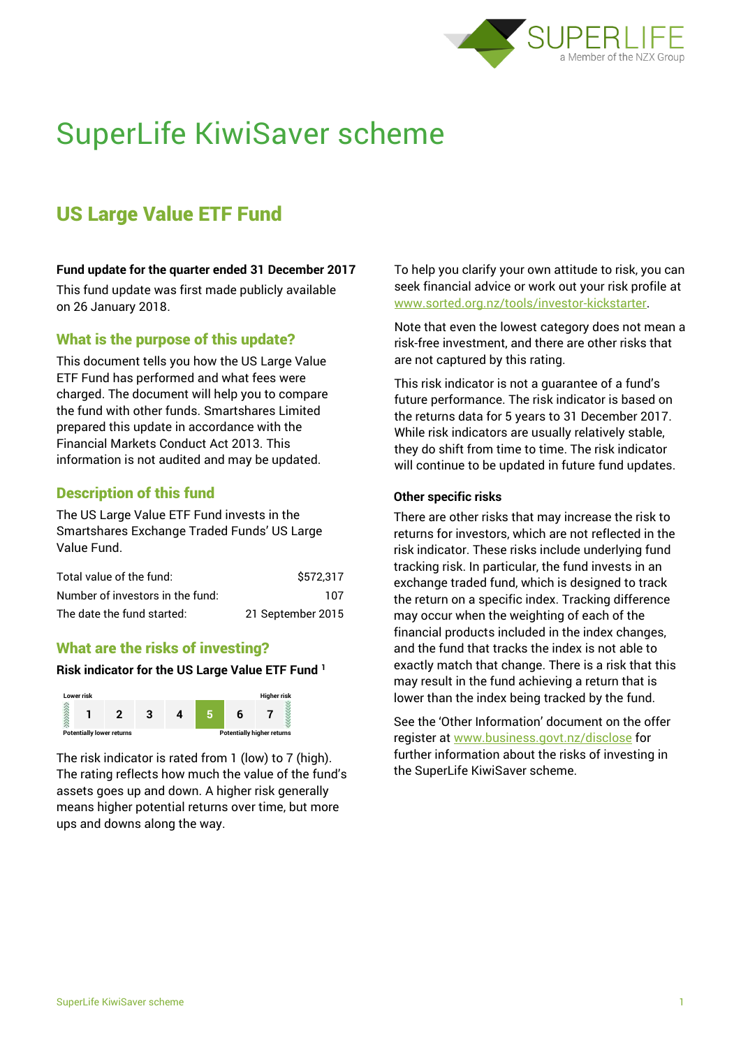# SuperLife KiwiSaver scheme

## US Large Value ETF Fund

**Fund update for the quarter ended 31 December 2017**

This fund update was first made publicly available on 26 January 2018.

### What is the purpose of this update?

This document tells you how the US Large Value ETF Fund has performed and what fees were charged. The document will help you to compare the fund with other funds. Smartshares Limited prepared this update in accordance with the Financial Markets Conduct Act 2013. This information is not audited and may be updated.

### Description of this fund

The US Large Value ETF Fund invests in the Smartshares Exchange Traded Funds' US Large Value Fund.

| | |
|---|---|
| Total value of the fund: | $572,317 |
| Number of investors in the fund: | 107 |
| The date the fund started: | 21 September 2015 |

### What are the risks of investing?

**Risk indicator for the US Large Value ETF Fund [1]**

| Lower risk | | | | | | Higher risk |
|---|---|---|---|---|---|---|
| 1 | 2 | 3 | 4 | **5** | 6 | 7 |
| Potentially lower returns | | | | | | Potentially higher returns |

The risk indicator is rated from 1 (low) to 7 (high). The rating reflects how much the value of the fund's assets goes up and down. A higher risk generally means higher potential returns over time, but more ups and downs along the way.

To help you clarify your own attitude to risk, you can seek financial advice or work out your risk profile at www.sorted.org.nz/tools/investor-kickstarter.

Note that even the lowest category does not mean a risk-free investment, and there are other risks that are not captured by this rating.

This risk indicator is not a guarantee of a fund's future performance. The risk indicator is based on the returns data for 5 years to 31 December 2017. While risk indicators are usually relatively stable, they do shift from time to time. The risk indicator will continue to be updated in future fund updates.

**Other specific risks**

There are other risks that may increase the risk to returns for investors, which are not reflected in the risk indicator. These risks include underlying fund tracking risk. In particular, the fund invests in an exchange traded fund, which is designed to track the return on a specific index. Tracking difference may occur when the weighting of each of the financial products included in the index changes, and the fund that tracks the index is not able to exactly match that change. There is a risk that this may result in the fund achieving a return that is lower than the index being tracked by the fund.

See the 'Other Information' document on the offer register at www.business.govt.nz/disclose for further information about the risks of investing in the SuperLife KiwiSaver scheme.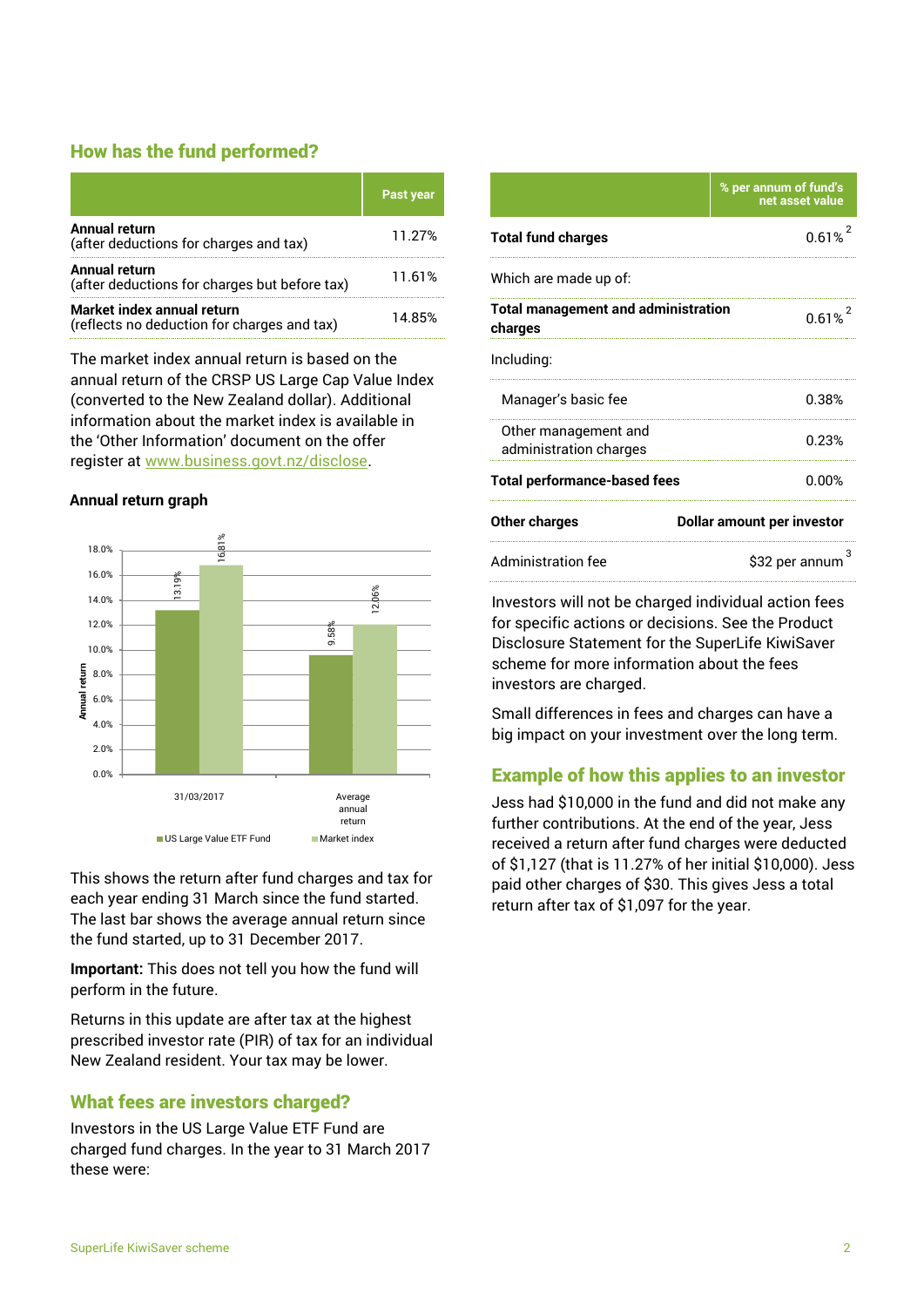## How has the fund performed?

| | Past year |
|---|---|
| **Annual return** (after deductions for charges and tax) | 11.27% |
| **Annual return** (after deductions for charges but before tax) | 11.61% |
| **Market index annual return** (reflects no deduction for charges and tax) | 14.85% |

The market index annual return is based on the annual return of the CRSP US Large Cap Value Index (converted to the New Zealand dollar). Additional information about the market index is available in the 'Other Information' document on the offer register at www.business.govt.nz/disclose.

**Annual return graph**

| | US Large Value ETF Fund | Market index |
|---|---|---|
| 31/03/2017 | 13.19% | 16.81% |
| Average annual return | 9.58% | 12.06% |

This shows the return after fund charges and tax for each year ending 31 March since the fund started. The last bar shows the average annual return since the fund started, up to 31 December 2017.

**Important:** This does not tell you how the fund will perform in the future.

Returns in this update are after tax at the highest prescribed investor rate (PIR) of tax for an individual New Zealand resident. Your tax may be lower.

## What fees are investors charged?

Investors in the US Large Value ETF Fund are charged fund charges. In the year to 31 March 2017 these were:

| | % per annum of fund's net asset value |
|---|---|
| **Total fund charges** | 0.61% [2] |
| Which are made up of: | |
| **Total management and administration charges** | 0.61% [2] |
| Including: | |
| Manager's basic fee | 0.38% |
| Other management and administration charges | 0.23% |
| **Total performance-based fees** | 0.00% |
| **Other charges** | **Dollar amount per investor** |
| Administration fee | $32 per annum [3] |

Investors will not be charged individual action fees for specific actions or decisions. See the Product Disclosure Statement for the SuperLife KiwiSaver scheme for more information about the fees investors are charged.

Small differences in fees and charges can have a big impact on your investment over the long term.

## Example of how this applies to an investor

Jess had $10,000 in the fund and did not make any further contributions. At the end of the year, Jess received a return after fund charges were deducted of $1,127 (that is 11.27% of her initial $10,000). Jess paid other charges of $30. This gives Jess a total return after tax of $1,097 for the year.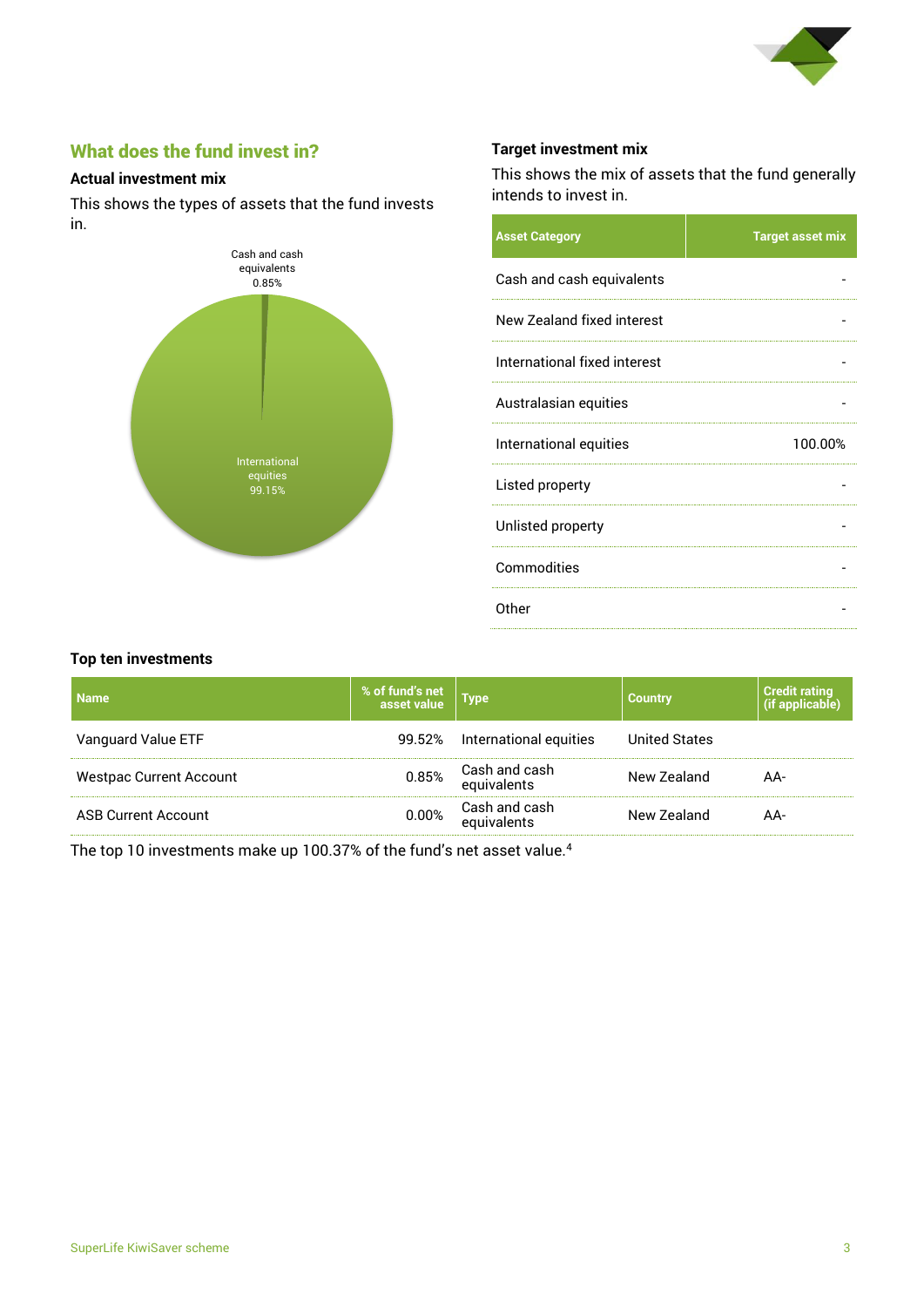## What does the fund invest in?

### Actual investment mix

This shows the types of assets that the fund invests in.

Cash and cash equivalents 0.85%

International equities 99.15%

### Target investment mix

This shows the mix of assets that the fund generally intends to invest in.

| Asset Category | Target asset mix |
|---|---|
| Cash and cash equivalents | - |
| New Zealand fixed interest | - |
| International fixed interest | - |
| Australasian equities | - |
| International equities | 100.00% |
| Listed property | - |
| Unlisted property | - |
| Commodities | - |
| Other | - |

### Top ten investments

| Name | % of fund's net asset value | Type | Country | Credit rating (if applicable) |
|---|---|---|---|---|
| Vanguard Value ETF | 99.52% | International equities | United States | |
| Westpac Current Account | 0.85% | Cash and cash equivalents | New Zealand | AA- |
| ASB Current Account | 0.00% | Cash and cash equivalents | New Zealand | AA- |

The top 10 investments make up 100.37% of the fund's net asset value.[4]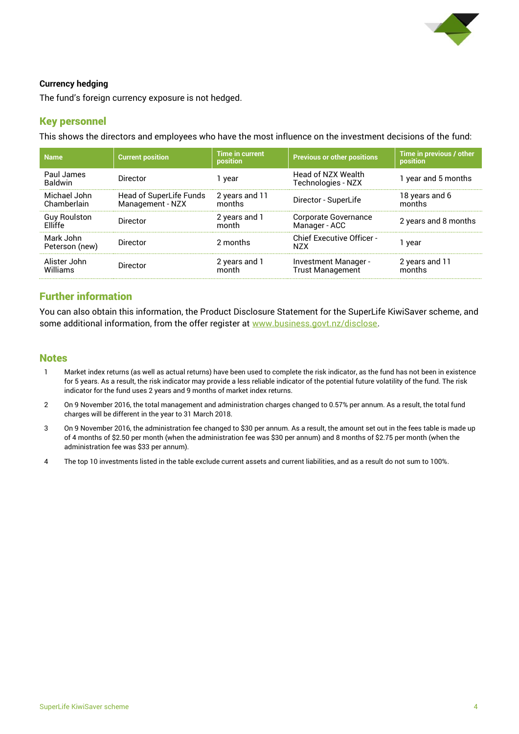**Currency hedging**

The fund's foreign currency exposure is not hedged.

## Key personnel

This shows the directors and employees who have the most influence on the investment decisions of the fund:

| Name | Current position | Time in current position | Previous or other positions | Time in previous / other position |
|---|---|---|---|---|
| Paul James Baldwin | Director | 1 year | Head of NZX Wealth Technologies - NZX | 1 year and 5 months |
| Michael John Chamberlain | Head of SuperLife Funds Management - NZX | 2 years and 11 months | Director - SuperLife | 18 years and 6 months |
| Guy Roulston Elliffe | Director | 2 years and 1 month | Corporate Governance Manager - ACC | 2 years and 8 months |
| Mark John Peterson (new) | Director | 2 months | Chief Executive Officer - NZX | 1 year |
| Alister John Williams | Director | 2 years and 1 month | Investment Manager - Trust Management | 2 years and 11 months |

## Further information

You can also obtain this information, the Product Disclosure Statement for the SuperLife KiwiSaver scheme, and some additional information, from the offer register at www.business.govt.nz/disclose.

## Notes

1. Market index returns (as well as actual returns) have been used to complete the risk indicator, as the fund has not been in existence for 5 years. As a result, the risk indicator may provide a less reliable indicator of the potential future volatility of the fund. The risk indicator for the fund uses 2 years and 9 months of market index returns.
2. On 9 November 2016, the total management and administration charges changed to 0.57% per annum. As a result, the total fund charges will be different in the year to 31 March 2018.
3. On 9 November 2016, the administration fee changed to $30 per annum. As a result, the amount set out in the fees table is made up of 4 months of $2.50 per month (when the administration fee was $30 per annum) and 8 months of $2.75 per month (when the administration fee was $33 per annum).
4. The top 10 investments listed in the table exclude current assets and current liabilities, and as a result do not sum to 100%.